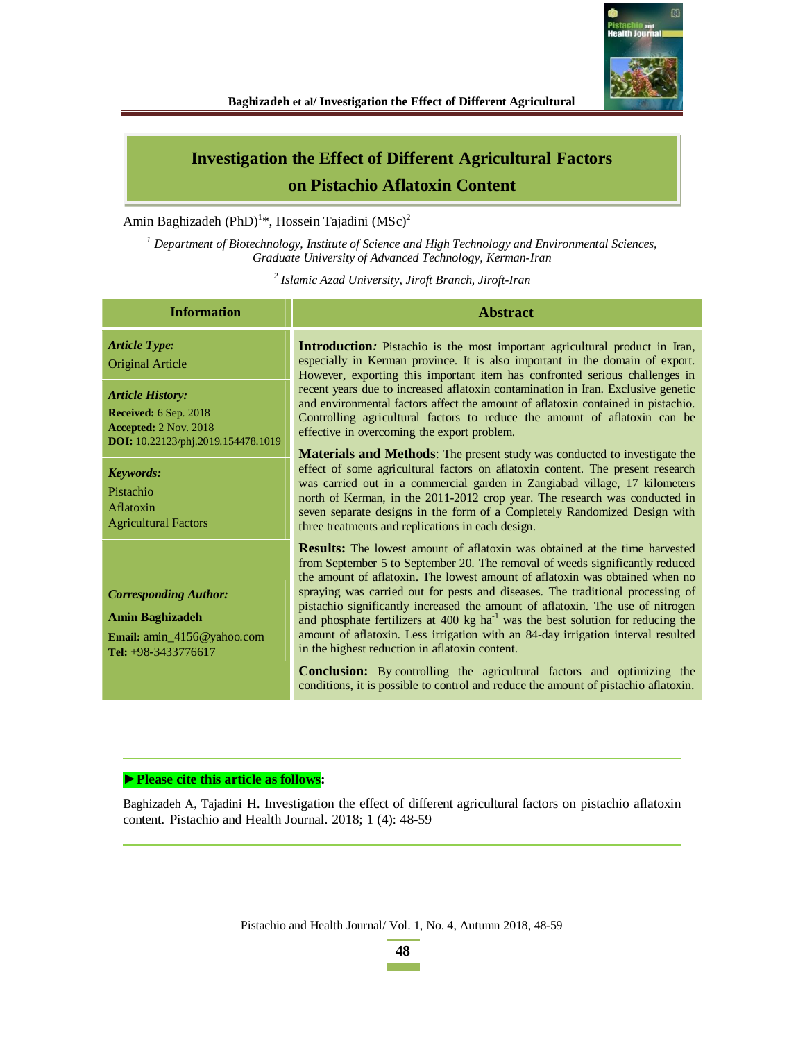# Investigation the Effect of Different Agricultural Factors on Pistachio Aflatoxin Content

Amin Baghizadeh (PhD)[1]*, Hossein Tajadini (MSc)[2]

[1] *Department of Biotechnology, Institute of Science and High Technology and Environmental Sciences, Graduate University of Advanced Technology, Kerman-Iran*

[2] *Islamic Azad University, Jiroft Branch, Jiroft-Iran*

## Information

***Article Type:***
Original Article

***Article History:***
**Received:** 6 Sep. 2018
**Accepted:** 2 Nov. 2018
**DOI:** 10.22123/phj.2019.154478.1019

***Keywords:***
Pistachio
Aflatoxin
Agricultural Factors

***Corresponding Author:***
**Amin Baghizadeh**
**Email:** amin_4156@yahoo.com
**Tel:** +98-3433776617

## Abstract

**Introduction*:*** Pistachio is the most important agricultural product in Iran, especially in Kerman province. It is also important in the domain of export. However, exporting this important item has confronted serious challenges in recent years due to increased aflatoxin contamination in Iran. Exclusive genetic and environmental factors affect the amount of aflatoxin contained in pistachio. Controlling agricultural factors to reduce the amount of aflatoxin can be effective in overcoming the export problem.

**Materials and Methods**: The present study was conducted to investigate the effect of some agricultural factors on aflatoxin content. The present research was carried out in a commercial garden in Zangiabad village, 17 kilometers north of Kerman, in the 2011-2012 crop year. The research was conducted in seven separate designs in the form of a Completely Randomized Design with three treatments and replications in each design.

**Results:** The lowest amount of aflatoxin was obtained at the time harvested from September 5 to September 20. The removal of weeds significantly reduced the amount of aflatoxin. The lowest amount of aflatoxin was obtained when no spraying was carried out for pests and diseases. The traditional processing of pistachio significantly increased the amount of aflatoxin. The use of nitrogen and phosphate fertilizers at 400 kg $ha^{-1}$ was the best solution for reducing the amount of aflatoxin. Less irrigation with an 84-day irrigation interval resulted in the highest reduction in aflatoxin content.

**Conclusion:** By controlling the agricultural factors and optimizing the conditions, it is possible to control and reduce the amount of pistachio aflatoxin.

---

**►Please cite this article as follows:**

Baghizadeh A, Tajadini H. Investigation the effect of different agricultural factors on pistachio aflatoxin content. Pistachio and Health Journal. 2018; 1 (4): 48-59

---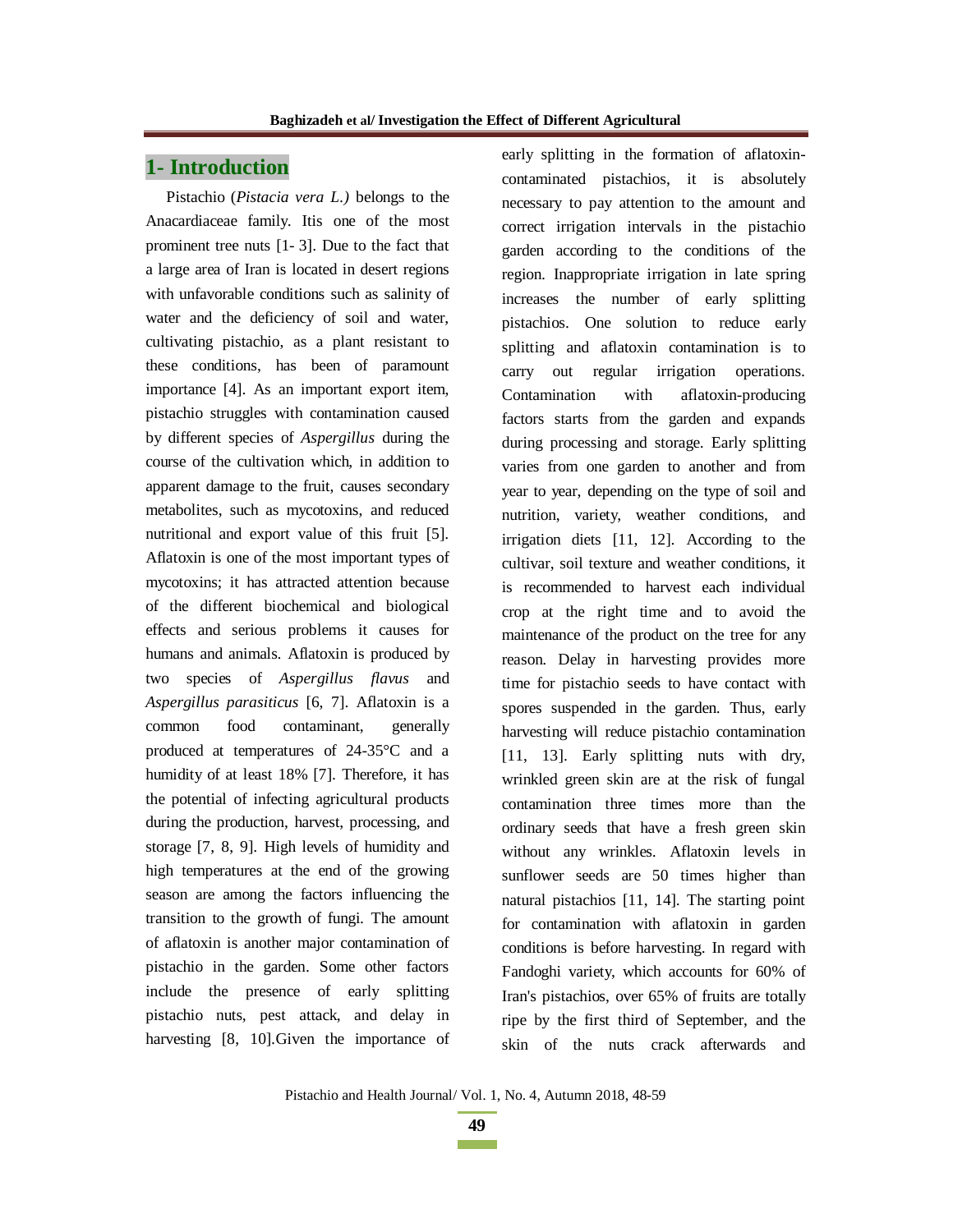# 1- Introduction

Pistachio (*Pistacia vera L.)* belongs to the Anacardiaceae family. Itis one of the most prominent tree nuts [1- 3]. Due to the fact that a large area of Iran is located in desert regions with unfavorable conditions such as salinity of water and the deficiency of soil and water, cultivating pistachio, as a plant resistant to these conditions, has been of paramount importance [4]. As an important export item, pistachio struggles with contamination caused by different species of *Aspergillus* during the course of the cultivation which, in addition to apparent damage to the fruit, causes secondary metabolites, such as mycotoxins, and reduced nutritional and export value of this fruit [5]. Aflatoxin is one of the most important types of mycotoxins; it has attracted attention because of the different biochemical and biological effects and serious problems it causes for humans and animals. Aflatoxin is produced by two species of *Aspergillus flavus* and *Aspergillus parasiticus* [6, 7]. Aflatoxin is a common food contaminant, generally produced at temperatures of 24-35°C and a humidity of at least 18% [7]. Therefore, it has the potential of infecting agricultural products during the production, harvest, processing, and storage [7, 8, 9]. High levels of humidity and high temperatures at the end of the growing season are among the factors influencing the transition to the growth of fungi. The amount of aflatoxin is another major contamination of pistachio in the garden. Some other factors include the presence of early splitting pistachio nuts, pest attack, and delay in harvesting [8, 10].Given the importance of early splitting in the formation of aflatoxin-contaminated pistachios, it is absolutely necessary to pay attention to the amount and correct irrigation intervals in the pistachio garden according to the conditions of the region. Inappropriate irrigation in late spring increases the number of early splitting pistachios. One solution to reduce early splitting and aflatoxin contamination is to carry out regular irrigation operations. Contamination with aflatoxin-producing factors starts from the garden and expands during processing and storage. Early splitting varies from one garden to another and from year to year, depending on the type of soil and nutrition, variety, weather conditions, and irrigation diets [11, 12]. According to the cultivar, soil texture and weather conditions, it is recommended to harvest each individual crop at the right time and to avoid the maintenance of the product on the tree for any reason. Delay in harvesting provides more time for pistachio seeds to have contact with spores suspended in the garden. Thus, early harvesting will reduce pistachio contamination [11, 13]. Early splitting nuts with dry, wrinkled green skin are at the risk of fungal contamination three times more than the ordinary seeds that have a fresh green skin without any wrinkles. Aflatoxin levels in sunflower seeds are 50 times higher than natural pistachios [11, 14]. The starting point for contamination with aflatoxin in garden conditions is before harvesting. In regard with Fandoghi variety, which accounts for 60% of Iran's pistachios, over 65% of fruits are totally ripe by the first third of September, and the skin of the nuts crack afterwards and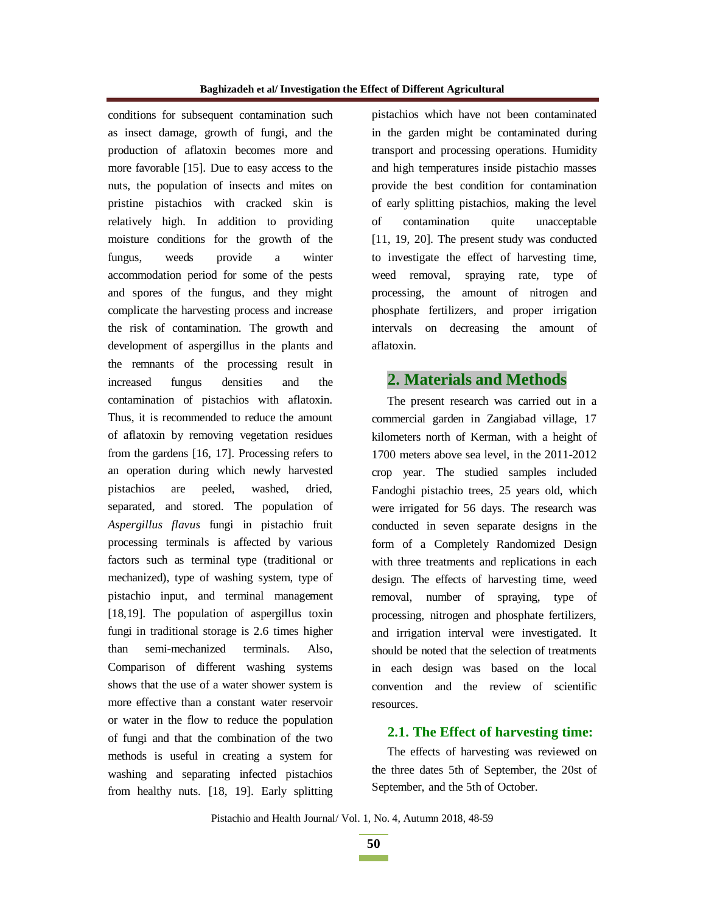conditions for subsequent contamination such as insect damage, growth of fungi, and the production of aflatoxin becomes more and more favorable [15]. Due to easy access to the nuts, the population of insects and mites on pristine pistachios with cracked skin is relatively high. In addition to providing moisture conditions for the growth of the fungus, weeds provide a winter accommodation period for some of the pests and spores of the fungus, and they might complicate the harvesting process and increase the risk of contamination. The growth and development of aspergillus in the plants and the remnants of the processing result in increased fungus densities and the contamination of pistachios with aflatoxin. Thus, it is recommended to reduce the amount of aflatoxin by removing vegetation residues from the gardens [16, 17]. Processing refers to an operation during which newly harvested pistachios are peeled, washed, dried, separated, and stored. The population of *Aspergillus flavus* fungi in pistachio fruit processing terminals is affected by various factors such as terminal type (traditional or mechanized), type of washing system, type of pistachio input, and terminal management [18,19]. The population of aspergillus toxin fungi in traditional storage is 2.6 times higher than semi-mechanized terminals. Also, Comparison of different washing systems shows that the use of a water shower system is more effective than a constant water reservoir or water in the flow to reduce the population of fungi and that the combination of the two methods is useful in creating a system for washing and separating infected pistachios from healthy nuts. [18, 19]. Early splitting pistachios which have not been contaminated in the garden might be contaminated during transport and processing operations. Humidity and high temperatures inside pistachio masses provide the best condition for contamination of early splitting pistachios, making the level of contamination quite unacceptable [11, 19, 20]. The present study was conducted to investigate the effect of harvesting time, weed removal, spraying rate, type of processing, the amount of nitrogen and phosphate fertilizers, and proper irrigation intervals on decreasing the amount of aflatoxin.

## 2. Materials and Methods

The present research was carried out in a commercial garden in Zangiabad village, 17 kilometers north of Kerman, with a height of 1700 meters above sea level, in the 2011-2012 crop year. The studied samples included Fandoghi pistachio trees, 25 years old, which were irrigated for 56 days. The research was conducted in seven separate designs in the form of a Completely Randomized Design with three treatments and replications in each design. The effects of harvesting time, weed removal, number of spraying, type of processing, nitrogen and phosphate fertilizers, and irrigation interval were investigated. It should be noted that the selection of treatments in each design was based on the local convention and the review of scientific resources.

### 2.1. The Effect of harvesting time:

The effects of harvesting was reviewed on the three dates 5th of September, the 20st of September, and the 5th of October.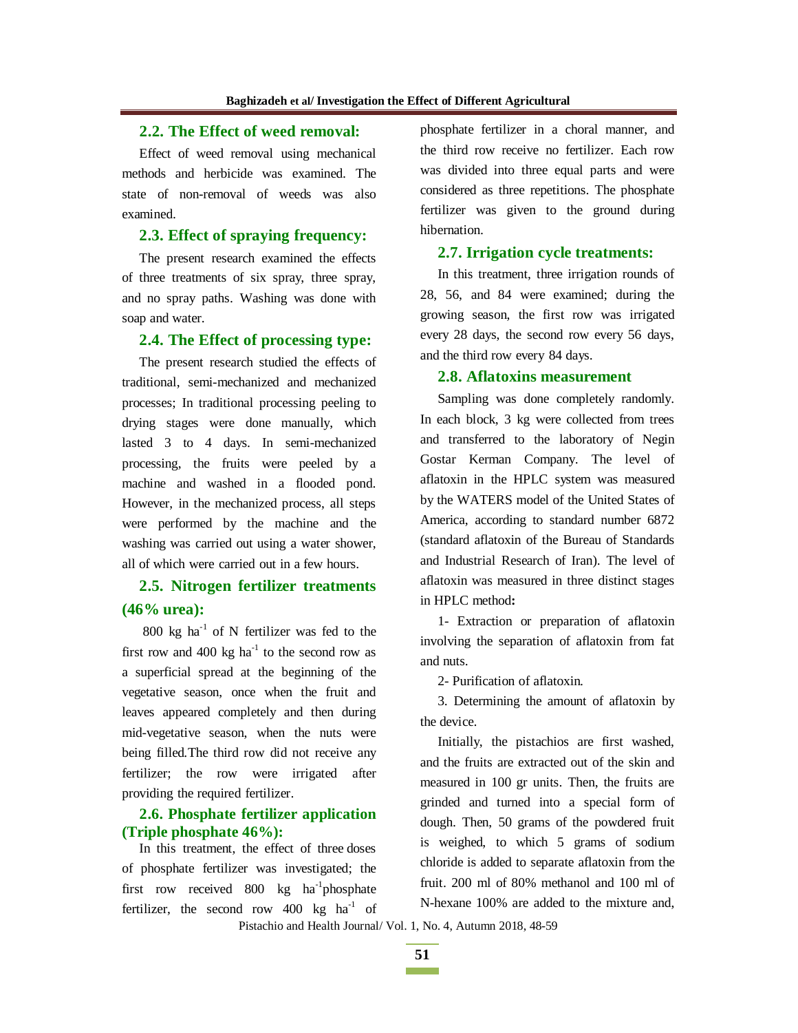### 2.2. The Effect of weed removal:

Effect of weed removal using mechanical methods and herbicide was examined. The state of non-removal of weeds was also examined.

### 2.3. Effect of spraying frequency:

The present research examined the effects of three treatments of six spray, three spray, and no spray paths. Washing was done with soap and water.

### 2.4. The Effect of processing type:

The present research studied the effects of traditional, semi-mechanized and mechanized processes; In traditional processing peeling to drying stages were done manually, which lasted 3 to 4 days. In semi-mechanized processing, the fruits were peeled by a machine and washed in a flooded pond. However, in the mechanized process, all steps were performed by the machine and the washing was carried out using a water shower, all of which were carried out in a few hours.

### 2.5. Nitrogen fertilizer treatments (46% urea):

800 kg $ha^{-1}$ of N fertilizer was fed to the first row and 400 kg $ha^{-1}$ to the second row as a superficial spread at the beginning of the vegetative season, once when the fruit and leaves appeared completely and then during mid-vegetative season, when the nuts were being filled.The third row did not receive any fertilizer; the row were irrigated after providing the required fertilizer.

### 2.6. Phosphate fertilizer application (Triple phosphate 46%):

In this treatment, the effect of three doses of phosphate fertilizer was investigated; the first row received 800 kg $ha^{-1}$phosphate fertilizer, the second row 400 kg $ha^{-1}$ of phosphate fertilizer in a choral manner, and the third row receive no fertilizer. Each row was divided into three equal parts and were considered as three repetitions. The phosphate fertilizer was given to the ground during hibernation.

### 2.7. Irrigation cycle treatments:

In this treatment, three irrigation rounds of 28, 56, and 84 were examined; during the growing season, the first row was irrigated every 28 days, the second row every 56 days, and the third row every 84 days.

### 2.8. Aflatoxins measurement

Sampling was done completely randomly. In each block, 3 kg were collected from trees and transferred to the laboratory of Negin Gostar Kerman Company. The level of aflatoxin in the HPLC system was measured by the WATERS model of the United States of America, according to standard number 6872 (standard aflatoxin of the Bureau of Standards and Industrial Research of Iran). The level of aflatoxin was measured in three distinct stages in HPLC method**:**

1- Extraction or preparation of aflatoxin involving the separation of aflatoxin from fat and nuts.

2- Purification of aflatoxin.

3. Determining the amount of aflatoxin by the device.

Initially, the pistachios are first washed, and the fruits are extracted out of the skin and measured in 100 gr units. Then, the fruits are grinded and turned into a special form of dough. Then, 50 grams of the powdered fruit is weighed, to which 5 grams of sodium chloride is added to separate aflatoxin from the fruit. 200 ml of 80% methanol and 100 ml of N-hexane 100% are added to the mixture and,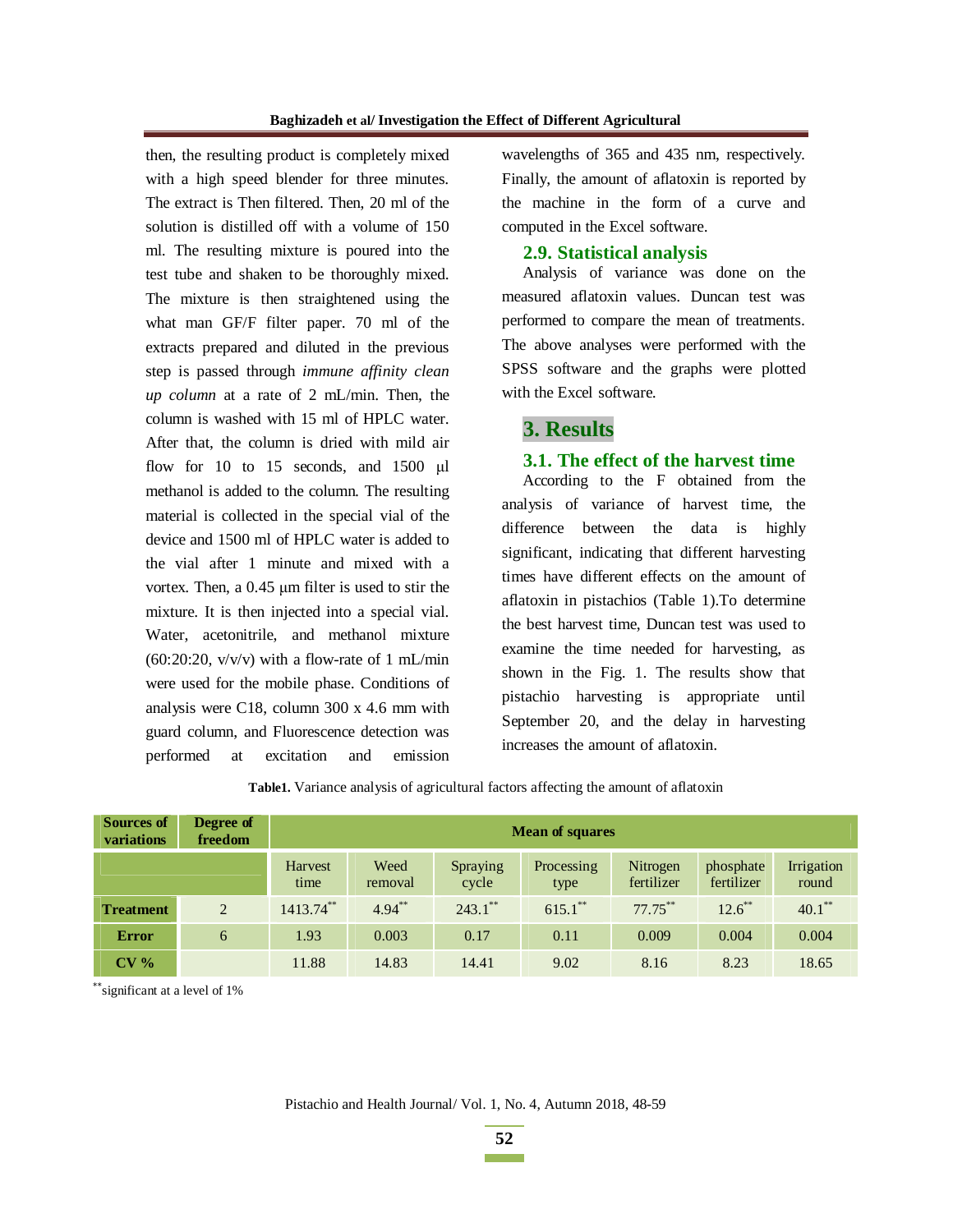then, the resulting product is completely mixed with a high speed blender for three minutes. The extract is Then filtered. Then, 20 ml of the solution is distilled off with a volume of 150 ml. The resulting mixture is poured into the test tube and shaken to be thoroughly mixed. The mixture is then straightened using the what man GF/F filter paper. 70 ml of the extracts prepared and diluted in the previous step is passed through *immune affinity clean up column* at a rate of 2 mL/min. Then, the column is washed with 15 ml of HPLC water. After that, the column is dried with mild air flow for 10 to 15 seconds, and 1500 µl methanol is added to the column. The resulting material is collected in the special vial of the device and 1500 ml of HPLC water is added to the vial after 1 minute and mixed with a vortex. Then, a 0.45 µm filter is used to stir the mixture. It is then injected into a special vial. Water, acetonitrile, and methanol mixture (60:20:20, v/v/v) with a flow-rate of 1 mL/min were used for the mobile phase. Conditions of analysis were C18, column 300 x 4.6 mm with guard column, and Fluorescence detection was performed at excitation and emission wavelengths of 365 and 435 nm, respectively. Finally, the amount of aflatoxin is reported by the machine in the form of a curve and computed in the Excel software.

### 2.9. Statistical analysis

Analysis of variance was done on the measured aflatoxin values. Duncan test was performed to compare the mean of treatments. The above analyses were performed with the SPSS software and the graphs were plotted with the Excel software.

## 3. Results

### 3.1. The effect of the harvest time

According to the F obtained from the analysis of variance of harvest time, the difference between the data is highly significant, indicating that different harvesting times have different effects on the amount of aflatoxin in pistachios (Table 1).To determine the best harvest time, Duncan test was used to examine the time needed for harvesting, as shown in the Fig. 1. The results show that pistachio harvesting is appropriate until September 20, and the delay in harvesting increases the amount of aflatoxin.

**Table1.** Variance analysis of agricultural factors affecting the amount of aflatoxin

| Sources of variations | Degree of freedom | Mean of squares | | | | | | |
|---|---|---|---|---|---|---|---|---|
| | | Harvest time | Weed removal | Spraying cycle | Processing type | Nitrogen fertilizer | phosphate fertilizer | Irrigation round |
| **Treatment** | 2 | 1413.74** | 4.94** | 243.1** | 615.1** | 77.75** | 12.6** | 40.1** |
| **Error** | 6 | 1.93 | 0.003 | 0.17 | 0.11 | 0.009 | 0.004 | 0.004 |
| **CV %** | | 11.88 | 14.83 | 14.41 | 9.02 | 8.16 | 8.23 | 18.65 |

**significant at a level of 1%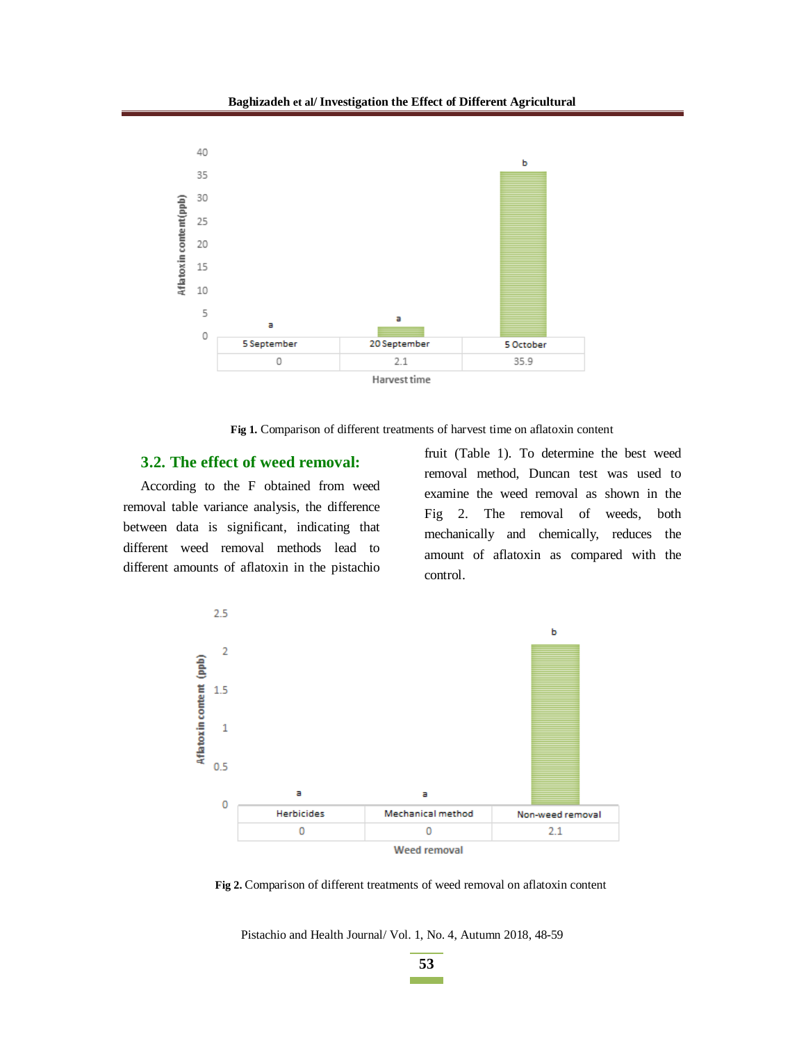| Harvest time | 5 September | 20 September | 5 October |
|---|---|---|---|
| Aflatoxin content (ppb) | 0 | 2.1 | 35.9 |
| Duncan group | a | a | b |

**Fig 1.** Comparison of different treatments of harvest time on aflatoxin content

## 3.2. The effect of weed removal:

According to the F obtained from weed removal table variance analysis, the difference between data is significant, indicating that different weed removal methods lead to different amounts of aflatoxin in the pistachio fruit (Table 1). To determine the best weed removal method, Duncan test was used to examine the weed removal as shown in the Fig 2. The removal of weeds, both mechanically and chemically, reduces the amount of aflatoxin as compared with the control.

| Weed removal | Herbicides | Mechanical method | Non-weed removal |
|---|---|---|---|
| Aflatoxin content (ppb) | 0 | 0 | 2.1 |
| Duncan group | a | a | b |

**Fig 2.** Comparison of different treatments of weed removal on aflatoxin content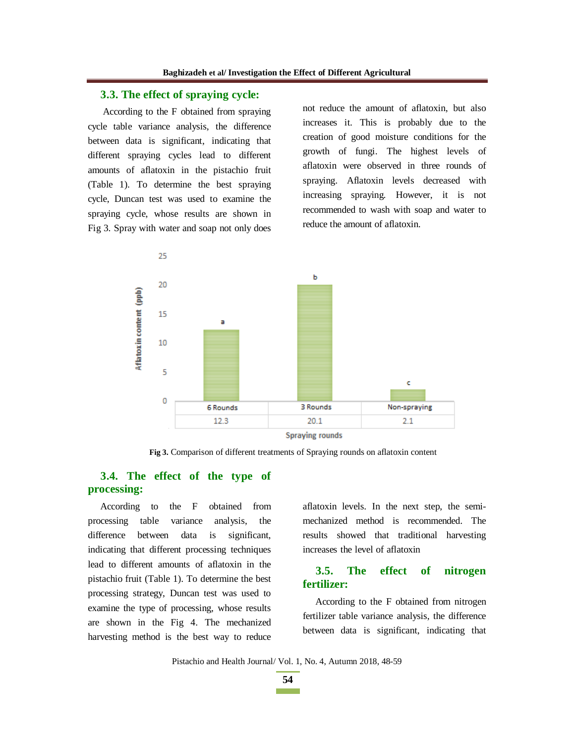### 3.3. The effect of spraying cycle:

According to the F obtained from spraying cycle table variance analysis, the difference between data is significant, indicating that different spraying cycles lead to different amounts of aflatoxin in the pistachio fruit (Table 1). To determine the best spraying cycle, Duncan test was used to examine the spraying cycle, whose results are shown in Fig 3. Spray with water and soap not only does not reduce the amount of aflatoxin, but also increases it. This is probably due to the creation of good moisture conditions for the growth of fungi. The highest levels of aflatoxin were observed in three rounds of spraying. Aflatoxin levels decreased with increasing spraying. However, it is not recommended to wash with soap and water to reduce the amount of aflatoxin.

| Spraying rounds | 6 Rounds | 3 Rounds | Non-spraying |
| --- | --- | --- | --- |
| Aflatoxin content (ppb) | 12.3 | 20.1 | 2.1 |
| Duncan group | a | b | c |

**Fig 3.** Comparison of different treatments of Spraying rounds on aflatoxin content

### 3.4. The effect of the type of processing:

According to the F obtained from processing table variance analysis, the difference between data is significant, indicating that different processing techniques lead to different amounts of aflatoxin in the pistachio fruit (Table 1). To determine the best processing strategy, Duncan test was used to examine the type of processing, whose results are shown in the Fig 4. The mechanized harvesting method is the best way to reduce aflatoxin levels. In the next step, the semi-mechanized method is recommended. The results showed that traditional harvesting increases the level of aflatoxin

### 3.5. The effect of nitrogen fertilizer:

According to the F obtained from nitrogen fertilizer table variance analysis, the difference between data is significant, indicating that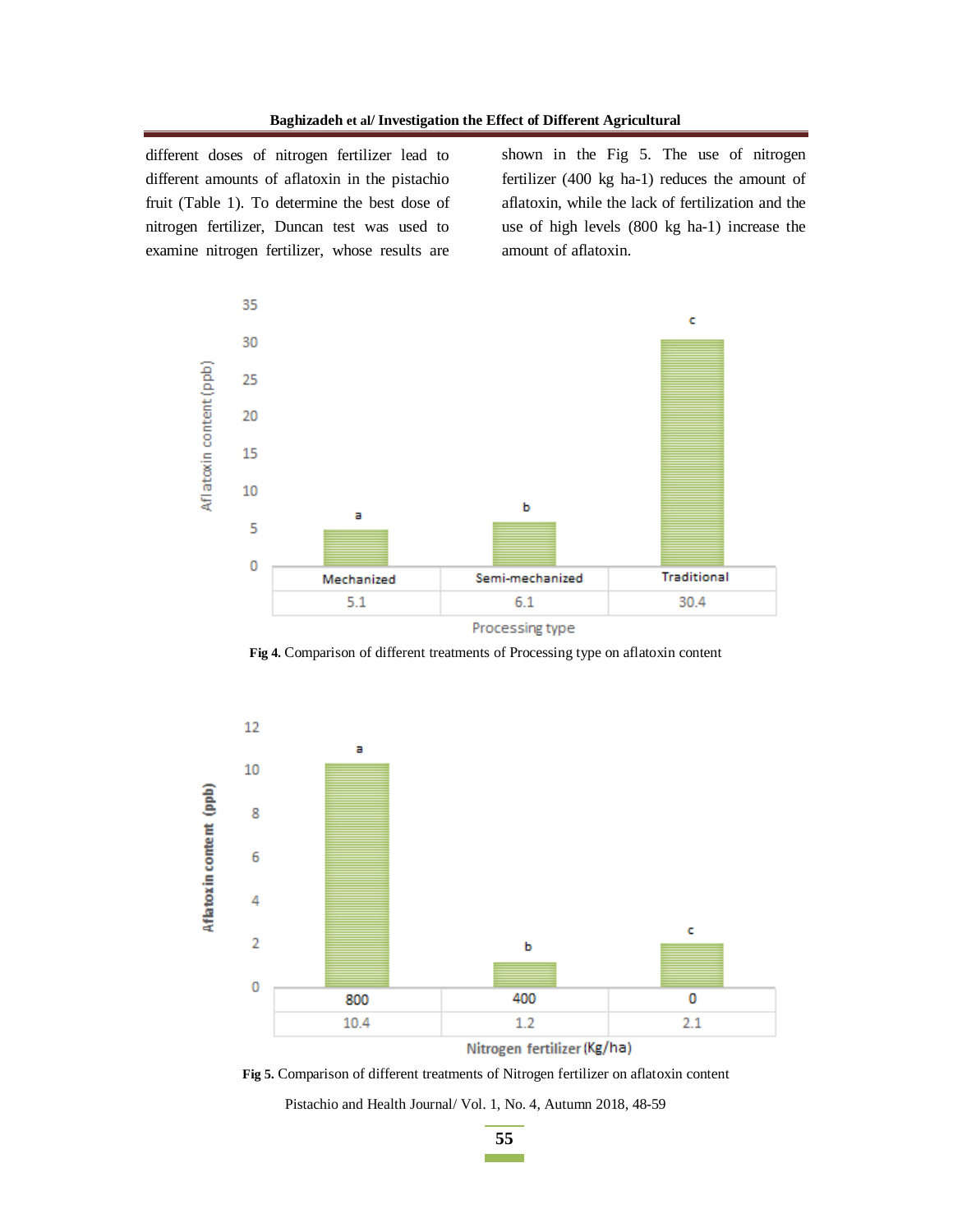different doses of nitrogen fertilizer lead to different amounts of aflatoxin in the pistachio fruit (Table 1). To determine the best dose of nitrogen fertilizer, Duncan test was used to examine nitrogen fertilizer, whose results are shown in the Fig 5. The use of nitrogen fertilizer (400 kg ha-1) reduces the amount of aflatoxin, while the lack of fertilization and the use of high levels (800 kg ha-1) increase the amount of aflatoxin.

| Processing type | Mechanized | Semi-mechanized | Traditional |
|---|---|---|---|
| Aflatoxin content (ppb) | 5.1 | 6.1 | 30.4 |
| Duncan group | a | b | c |

**Fig 4.** Comparison of different treatments of Processing type on aflatoxin content

| Nitrogen fertilizer (Kg/ha) | 800 | 400 | 0 |
|---|---|---|---|
| Aflatoxin content (ppb) | 10.4 | 1.2 | 2.1 |
| Duncan group | a | b | c |

**Fig 5.** Comparison of different treatments of Nitrogen fertilizer on aflatoxin content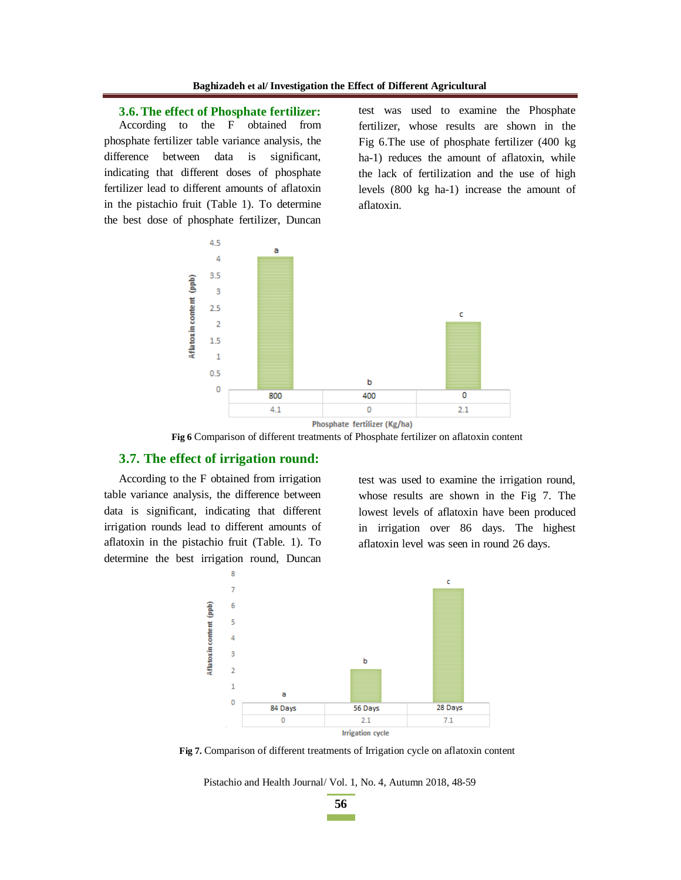### 3.6. The effect of Phosphate fertilizer:

According to the F obtained from phosphate fertilizer table variance analysis, the difference between data is significant, indicating that different doses of phosphate fertilizer lead to different amounts of aflatoxin in the pistachio fruit (Table 1). To determine the best dose of phosphate fertilizer, Duncan test was used to examine the Phosphate fertilizer, whose results are shown in the Fig 6.The use of phosphate fertilizer (400 kg ha-1) reduces the amount of aflatoxin, while the lack of fertilization and the use of high levels (800 kg ha-1) increase the amount of aflatoxin.

| Phosphate fertilizer (Kg/ha) | 800 | 400 | 0 |
|---|---|---|---|
| Aflatoxin content (ppb) | 4.1 | 0 | 2.1 |
| Duncan group | a | b | c |

**Fig 6** Comparison of different treatments of Phosphate fertilizer on aflatoxin content

### 3.7. The effect of irrigation round:

According to the F obtained from irrigation table variance analysis, the difference between data is significant, indicating that different irrigation rounds lead to different amounts of aflatoxin in the pistachio fruit (Table. 1). To determine the best irrigation round, Duncan test was used to examine the irrigation round, whose results are shown in the Fig 7. The lowest levels of aflatoxin have been produced in irrigation over 86 days. The highest aflatoxin level was seen in round 26 days.

| Irrigation cycle | 84 Days | 56 Days | 28 Days |
|---|---|---|---|
| Aflatoxin content (ppb) | 0 | 2.1 | 7.1 |
| Duncan group | a | b | c |

**Fig 7.** Comparison of different treatments of Irrigation cycle on aflatoxin content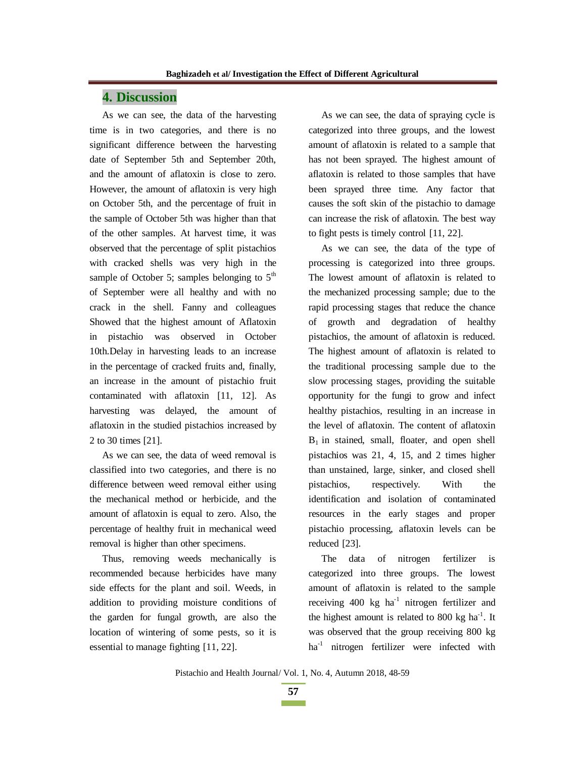## 4. Discussion

As we can see, the data of the harvesting time is in two categories, and there is no significant difference between the harvesting date of September 5th and September 20th, and the amount of aflatoxin is close to zero. However, the amount of aflatoxin is very high on October 5th, and the percentage of fruit in the sample of October 5th was higher than that of the other samples. At harvest time, it was observed that the percentage of split pistachios with cracked shells was very high in the sample of October 5; samples belonging to 5$^{th}$ of September were all healthy and with no crack in the shell. Fanny and colleagues Showed that the highest amount of Aflatoxin in pistachio was observed in October 10th.Delay in harvesting leads to an increase in the percentage of cracked fruits and, finally, an increase in the amount of pistachio fruit contaminated with aflatoxin [11, 12]. As harvesting was delayed, the amount of aflatoxin in the studied pistachios increased by 2 to 30 times [21].

As we can see, the data of weed removal is classified into two categories, and there is no difference between weed removal either using the mechanical method or herbicide, and the amount of aflatoxin is equal to zero. Also, the percentage of healthy fruit in mechanical weed removal is higher than other specimens.

Thus, removing weeds mechanically is recommended because herbicides have many side effects for the plant and soil. Weeds, in addition to providing moisture conditions of the garden for fungal growth, are also the location of wintering of some pests, so it is essential to manage fighting [11, 22].

As we can see, the data of spraying cycle is categorized into three groups, and the lowest amount of aflatoxin is related to a sample that has not been sprayed. The highest amount of aflatoxin is related to those samples that have been sprayed three time. Any factor that causes the soft skin of the pistachio to damage can increase the risk of aflatoxin. The best way to fight pests is timely control [11, 22].

As we can see, the data of the type of processing is categorized into three groups. The lowest amount of aflatoxin is related to the mechanized processing sample; due to the rapid processing stages that reduce the chance of growth and degradation of healthy pistachios, the amount of aflatoxin is reduced. The highest amount of aflatoxin is related to the traditional processing sample due to the slow processing stages, providing the suitable opportunity for the fungi to grow and infect healthy pistachios, resulting in an increase in the level of aflatoxin. The content of aflatoxin $B_1$ in stained, small, floater, and open shell pistachios was 21, 4, 15, and 2 times higher than unstained, large, sinker, and closed shell pistachios, respectively. With the identification and isolation of contaminated resources in the early stages and proper pistachio processing, aflatoxin levels can be reduced [23].

The data of nitrogen fertilizer is categorized into three groups. The lowest amount of aflatoxin is related to the sample receiving 400 kg $ha^{-1}$ nitrogen fertilizer and the highest amount is related to 800 kg $ha^{-1}$. It was observed that the group receiving 800 kg $ha^{-1}$ nitrogen fertilizer were infected with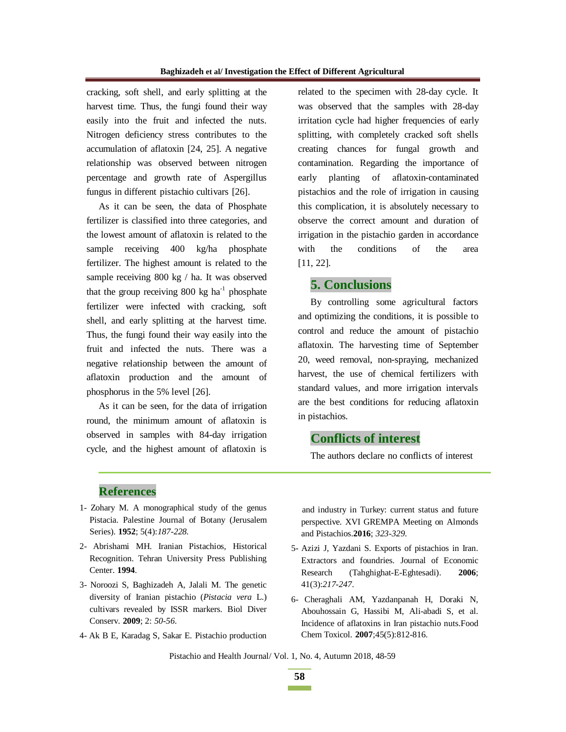cracking, soft shell, and early splitting at the harvest time. Thus, the fungi found their way easily into the fruit and infected the nuts. Nitrogen deficiency stress contributes to the accumulation of aflatoxin [24, 25]. A negative relationship was observed between nitrogen percentage and growth rate of Aspergillus fungus in different pistachio cultivars [26].

As it can be seen, the data of Phosphate fertilizer is classified into three categories, and the lowest amount of aflatoxin is related to the sample receiving 400 kg/ha phosphate fertilizer. The highest amount is related to the sample receiving 800 kg / ha. It was observed that the group receiving 800 kg $ha^{-1}$ phosphate fertilizer were infected with cracking, soft shell, and early splitting at the harvest time. Thus, the fungi found their way easily into the fruit and infected the nuts. There was a negative relationship between the amount of aflatoxin production and the amount of phosphorus in the 5% level [26].

As it can be seen, for the data of irrigation round, the minimum amount of aflatoxin is observed in samples with 84-day irrigation cycle, and the highest amount of aflatoxin is related to the specimen with 28-day cycle. It was observed that the samples with 28-day irritation cycle had higher frequencies of early splitting, with completely cracked soft shells creating chances for fungal growth and contamination. Regarding the importance of early planting of aflatoxin-contaminated pistachios and the role of irrigation in causing this complication, it is absolutely necessary to observe the correct amount and duration of irrigation in the pistachio garden in accordance with the conditions of the area [11, 22].

## 5. Conclusions

By controlling some agricultural factors and optimizing the conditions, it is possible to control and reduce the amount of pistachio aflatoxin. The harvesting time of September 20, weed removal, non-spraying, mechanized harvest, the use of chemical fertilizers with standard values, and more irrigation intervals are the best conditions for reducing aflatoxin in pistachios.

## Conflicts of interest

The authors declare no conflicts of interest

## References

1- Zohary M. A monographical study of the genus Pistacia. Palestine Journal of Botany (Jerusalem Series). **1952**; 5(4):*187-228*.

2- Abrishami MH. Iranian Pistachios, Historical Recognition. Tehran University Press Publishing Center. **1994**.

3- Noroozi S, Baghizadeh A, Jalali M. The genetic diversity of Iranian pistachio (*Pistacia vera* L.) cultivars revealed by ISSR markers. Biol Diver Conserv. **2009**; 2: *50-56*.

4- Ak B E, Karadag S, Sakar E. Pistachio production and industry in Turkey: current status and future perspective. XVI GREMPA Meeting on Almonds and Pistachios.**2016**; *323-329*.

5- Azizi J, Yazdani S. Exports of pistachios in Iran. Extractors and foundries. Journal of Economic Research (Tahghighat-E-Eghtesadi). **2006**; 41(3):*217-247*.

6- Cheraghali AM, Yazdanpanah H, Doraki N, Abouhossain G, Hassibi M, Ali-abadi S, et al. Incidence of aflatoxins in Iran pistachio nuts.Food Chem Toxicol. **2007**;45(5):812-816.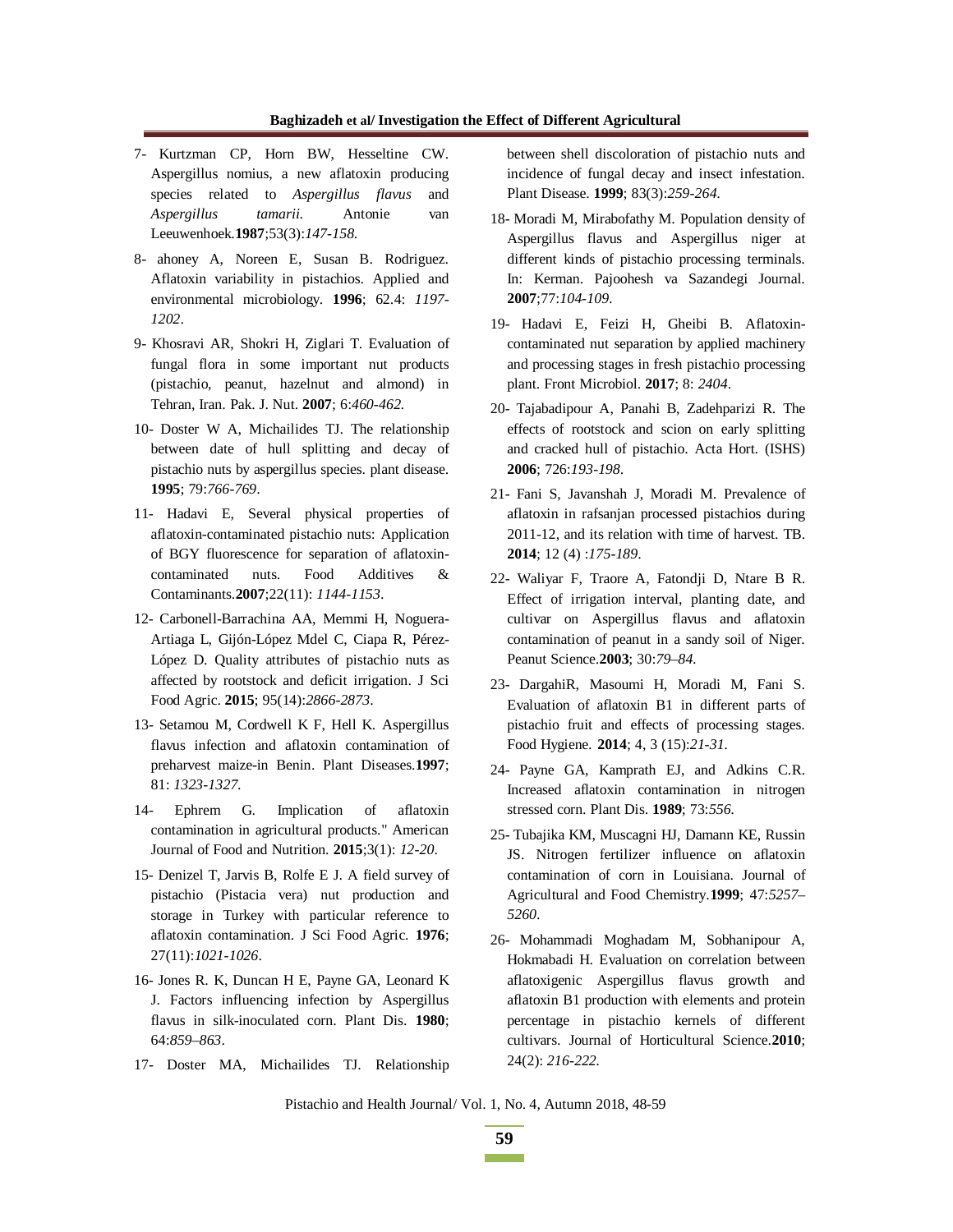7- Kurtzman CP, Horn BW, Hesseltine CW. Aspergillus nomius, a new aflatoxin producing species related to *Aspergillus flavus* and *Aspergillus tamarii.* Antonie van Leeuwenhoek.**1987**;53(3):*147-158.*

8- ahoney A, Noreen E, Susan B. Rodriguez. Aflatoxin variability in pistachios. Applied and environmental microbiology. **1996**; 62.4: *1197-1202*.

9- Khosravi AR, Shokri H, Ziglari T. Evaluation of fungal flora in some important nut products (pistachio, peanut, hazelnut and almond) in Tehran, Iran. Pak. J. Nut. **2007**; 6:*460-462.*

10- Doster W A, Michailides TJ. The relationship between date of hull splitting and decay of pistachio nuts by aspergillus species. plant disease. **1995**; 79:*766-769*.

11- Hadavi E, Several physical properties of aflatoxin-contaminated pistachio nuts: Application of BGY fluorescence for separation of aflatoxin-contaminated nuts. Food Additives & Contaminants.**2007**;22(11): *1144-1153*.

12- Carbonell-Barrachina AA, Memmi H, Noguera-Artiaga L, Gijón-López Mdel C, Ciapa R, Pérez-López D. Quality attributes of pistachio nuts as affected by rootstock and deficit irrigation. J Sci Food Agric. **2015**; 95(14):*2866-2873*.

13- Setamou M, Cordwell K F, Hell K. Aspergillus flavus infection and aflatoxin contamination of preharvest maize-in Benin. Plant Diseases.**1997**; 81: *1323-1327.*

14- Ephrem G. Implication of aflatoxin contamination in agricultural products." American Journal of Food and Nutrition. **2015**;3(1): *12-20*.

15- Denizel T, Jarvis B, Rolfe E J. A field survey of pistachio (Pistacia vera) nut production and storage in Turkey with particular reference to aflatoxin contamination. J Sci Food Agric. **1976**; 27(11):*1021-1026*.

16- Jones R. K, Duncan H E, Payne GA, Leonard K J. Factors influencing infection by Aspergillus flavus in silk-inoculated corn. Plant Dis. **1980**; 64:*859–863*.

17- Doster MA, Michailides TJ. Relationship between shell discoloration of pistachio nuts and incidence of fungal decay and insect infestation. Plant Disease. **1999**; 83(3):*259-264.*

18- Moradi M, Mirabofathy M. Population density of Aspergillus flavus and Aspergillus niger at different kinds of pistachio processing terminals. In: Kerman. Pajoohesh va Sazandegi Journal. **2007**;77:*104-109*.

19- Hadavi E, Feizi H, Gheibi B. Aflatoxin-contaminated nut separation by applied machinery and processing stages in fresh pistachio processing plant. Front Microbiol. **2017**; 8: *2404*.

20- Tajabadipour A, Panahi B, Zadehparizi R. The effects of rootstock and scion on early splitting and cracked hull of pistachio. Acta Hort. (ISHS) **2006**; 726:*193-198*.

21- Fani S, Javanshah J, Moradi M. Prevalence of aflatoxin in rafsanjan processed pistachios during 2011-12, and its relation with time of harvest. TB. **2014**; 12 (4) :*175-189*.

22- Waliyar F, Traore A, Fatondji D, Ntare B R. Effect of irrigation interval, planting date, and cultivar on Aspergillus flavus and aflatoxin contamination of peanut in a sandy soil of Niger. Peanut Science.**2003**; 30:*79–84.*

23- DargahiR, Masoumi H, Moradi M, Fani S. Evaluation of aflatoxin B1 in different parts of pistachio fruit and effects of processing stages. Food Hygiene. **2014**; 4, 3 (15):*21-31.*

24- Payne GA, Kamprath EJ, and Adkins C.R. Increased aflatoxin contamination in nitrogen stressed corn. Plant Dis. **1989**; 73:*556.*

25- Tubajika KM, Muscagni HJ, Damann KE, Russin JS. Nitrogen fertilizer influence on aflatoxin contamination of corn in Louisiana. Journal of Agricultural and Food Chemistry.**1999**; 47:*5257–5260*.

26- Mohammadi Moghadam M, Sobhanipour A, Hokmabadi H. Evaluation on correlation between aflatoxigenic Aspergillus flavus growth and aflatoxin B1 production with elements and protein percentage in pistachio kernels of different cultivars. Journal of Horticultural Science.**2010**; 24(2): *216-222.*